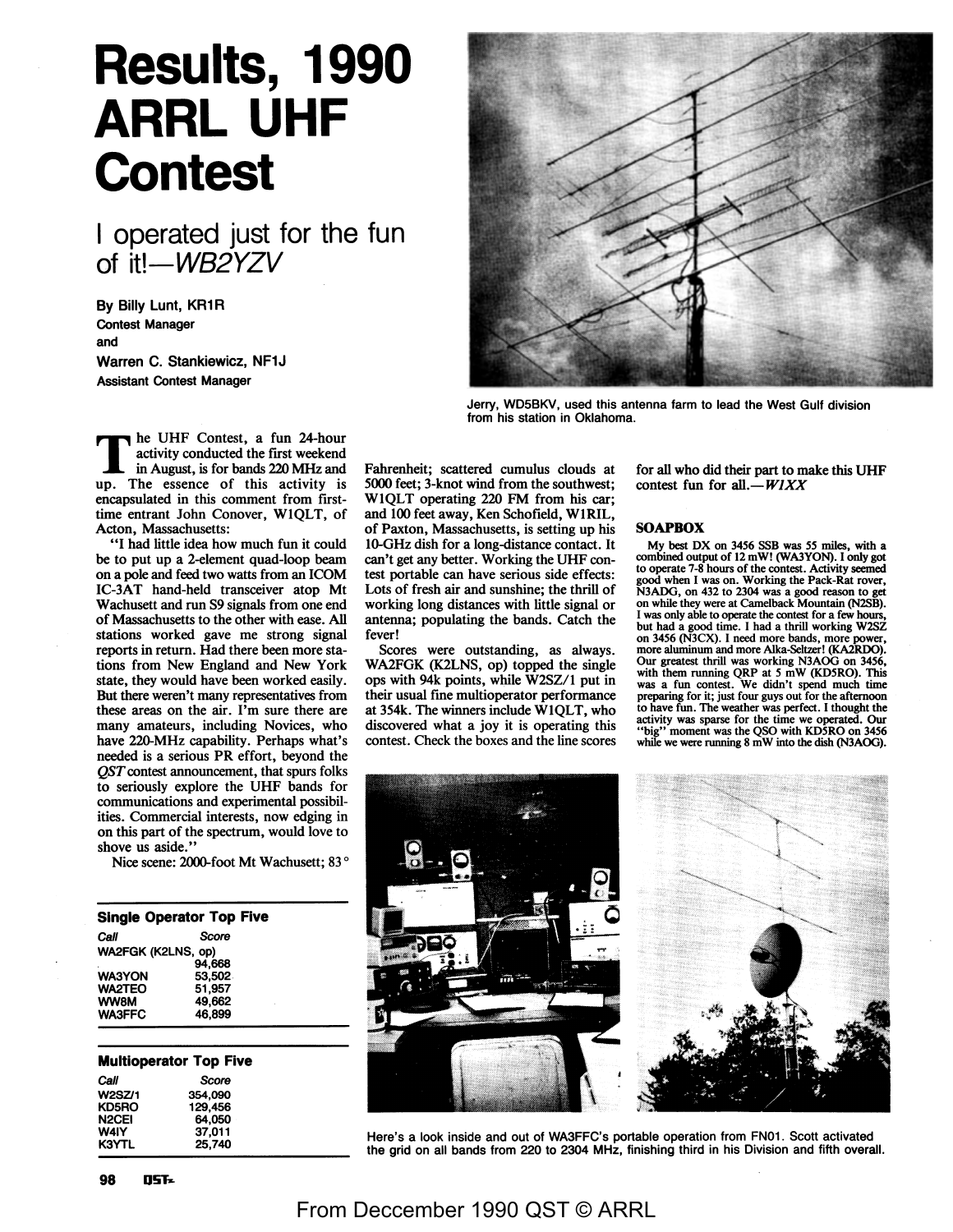# Results, 1990 ARRL UHF Contest

## I operated just for the fun of it!—*WB2YZV*

**By Billy Lunt, KR1R**
**Contest Manager**
**and**
**Warren C. Stankiewicz, NF1J**
**Assistant Contest Manager**

Jerry, WD5BKV, used this antenna farm to lead the West Gulf division from his station in Oklahoma.

The UHF Contest, a fun 24-hour activity conducted the first weekend in August, is for bands 220 MHz and up. The essence of this activity is encapsulated in this comment from first-time entrant John Conover, W1QLT, of Acton, Massachusetts:

"I had little idea how much fun it could be to put up a 2-element quad-loop beam on a pole and feed two watts from an ICOM IC-3AT hand-held transceiver atop Mt Wachusett and run S9 signals from one end of Massachusetts to the other with ease. All stations worked gave me strong signal reports in return. Had there been more stations from New England and New York state, they would have been worked easily. But there weren't many representatives from these areas on the air. I'm sure there are many amateurs, including Novices, who have 220-MHz capability. Perhaps what's needed is a serious PR effort, beyond the *QST* contest announcement, that spurs folks to seriously explore the UHF bands for communications and experimental possibilities. Commercial interests, now edging in on this part of the spectrum, would love to shove us aside."

Nice scene: 2000-foot Mt Wachusett; 83° Fahrenheit; scattered cumulus clouds at 5000 feet; 3-knot wind from the southwest; W1QLT operating 220 FM from his car; and 100 feet away, Ken Schofield, W1RIL, of Paxton, Massachusetts, is setting up his 10-GHz dish for a long-distance contact. It can't get any better. Working the UHF contest portable can have serious side effects: Lots of fresh air and sunshine; the thrill of working long distances with little signal or antenna; populating the bands. Catch the fever!

Scores were outstanding, as always. WA2FGK (K2LNS, op) topped the single ops with 94k points, while W2SZ/1 put in their usual fine multioperator performance at 354k. The winners include W1QLT, who discovered what a joy it is operating this contest. Check the boxes and the line scores for all who did their part to make this UHF contest fun for all.—*W1XX*

**Single Operator Top Five**

| *Call* | *Score* |
|---|---|
| WA2FGK (K2LNS, op) | 94,668 |
| WA3YON | 53,502 |
| WA2TEO | 51,957 |
| WW8M | 49,662 |
| WA3FFC | 46,899 |

**Multioperator Top Five**

| *Call* | *Score* |
|---|---|
| W2SZ/1 | 354,090 |
| KD5RO | 129,456 |
| N2CEI | 64,050 |
| W4IY | 37,011 |
| K3YTL | 25,740 |

### SOAPBOX

My best DX on 3456 SSB was 55 miles, with a combined output of 12 mW! (WA3YON). I only got to operate 7-8 hours of the contest. Activity seemed good when I was on. Working the Pack-Rat rover, N3ADG, on 432 to 2304 was a good reason to get on while they were at Camelback Mountain (N2SB). I was only able to operate the contest for a few hours, but had a good time. I had a thrill working W2SZ on 3456 (N3CX). I need more bands, more power, more aluminum and more Alka-Seltzer! (KA2RDO). Our greatest thrill was working N3AOG on 3456, with them running QRP at 5 mW (KD5RO). This was a fun contest. We didn't spend much time preparing for it; just four guys out for the afternoon to have fun. The weather was perfect. I thought the activity was sparse for the time we operated. Our "big" moment was the QSO with KD5RO on 3456 while we were running 8 mW into the dish (N3AOG).

Here's a look inside and out of WA3FFC's portable operation from FN01. Scott activated the grid on all bands from 220 to 2304 MHz, finishing third in his Division and fifth overall.

From Deccember 1990 QST © ARRL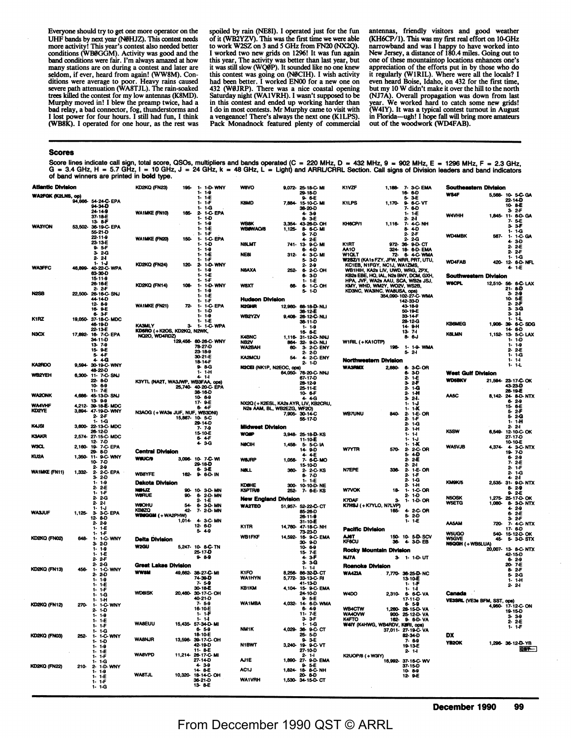Everyone should try to get one more operator on the UHF bands by next year (N0HJZ). This contest needs more activity! This year's contest also needed better conditions (WB0GGM). Activity was good and the band conditions were fair. I'm always amazed at how many stations are on during a contest and later are seldom, if ever, heard from again! (WW8M). Conditions were average to poor. Heavy rains caused severe path attenuation (WA8TJL). The rain-soaked trees killed the contest for my low antennas (K8MD). Murphy moved in! I blew the preamp twice, had a bad relay, a bad connector, fog, thunderstorms and I lost power for four hours. I still had fun, I think (WB8K). I operated for one hour, as the rest was spoiled by rain (NE8I). I operated just for the fun of it (WB2YZV). This was the first time we were able to work W2SZ on 3 and 5 GHz from FN20 (NX2Q). I worked two new grids on 1296! It was fun again this year. The activity was better than last year, but it was still slow (WQ0P). It sounded like no one knew this contest was going on (N0CIH). I wish activity had been better. I worked EN00 for a new one on 432 (W0JRP). There was a nice coastal opening Saturday night (WA1VRH). I wasn't supposed to be in this contest and ended up working harder than I do in most contests. Mr Murphy came to visit with a vengeance! There's always the next one (K1LPS). Pack Monadnock featured plenty of commercial antennas, friendly visitors and good weather (KH6CP/1). This was my first real effort on 10-GHz narrowband and was I happy to have worked into New Jersey, a distance of 180.4 miles. Going out to one of these mountaintop locations enhances one's appreciation of the efforts put in by those who do it regularly (W1RIL). Where were all the locals? I even heard Boise, Idaho, on 432 for the first time, but my 10 W didn't make it over the hill to the north (NJ7A). Overall propagation was down from last year. We worked hard to catch some new grids! (W4IY). It was a typical contest turnout in August in Florida—ugh! I hope fall will bring more amateurs out of the woodwork (WD4FAB).

## Scores

Score lines indicate call sign, total score, QSOs, multipliers and bands operated (C = 220 MHz, D = 432 MHz, 9 = 902 MHz, E = 1296 MHz, F = 2.3 GHz, G = 3.4 GHz, H = 5.7 GHz, I = 10 GHz, J = 24 GHz, k = 48 GHz, L = Light) and ARRL/CRRL Section. Call signs of Division leaders and band indicators of band winners are printed in **bold** type.

### Atlantic Division

**WA2FGK** (K2LNS, op) 94,866- 54-24-C- EPA 94-34-D 24-14-9 37-18-E 13- 8-F
WA3YON 53,502- 36-19-C- EPA 55-21-D 22-11-9 23-13-E 9- 5-F 3- 2-G 2- 2-I 1- 1-J
WA3FFC 46,899- 40-22-C- WPA 63-30-D 15-11-9 26-16-E 2- 2-F
N2SB 22,500- 26-16-C- SNJ 44-14-D 12- 8-9 16- 9-E 6- 3-F
K1RZ 19,050- 37-18-C- MDC 46-19-D 22-13-E
N3CX 17,892- 16- 7-C- EPA 34-11-D 13- 7-9 15- 9-E 5- 4-F 4- 4-G
KA2RDO 9,594- 30-19-C- WNY 48-22-D
WB2YEH 6,300- 11- 7-C- SNJ 22- 8-D 10- 6-9 11- 7-E
WA2ONK 4,686- 45-13-D- SNJ 13- 9-9
WA4VHF 4,212- 39-18-E- MDC
KD2YE 3,894- 47-19-D- WNY 2- 2-F 1- 1-G
K4JSI 3,600- 22-13-C- MDC 26-12-D
K3AKR 2,574- 27-15-C- MDC 12- 7-D
W3CL 2,160- 19- 7-C- EPA 29- 8-D
KU2A 1,350- 11- 9-C- WNY 10- 7-D 2- 2-9
WA1MKE (FN11) 1,332- 2- 2-C- EPA 3- 2-D 1- 1-9 2- 2-E 1- 1-F 2- 2-G 2- 2-I 1- 1-J
WA3JUF 1,125- 3- 3-C- EPA 12- 8-D 2- 2-9 1- 1-E 1- 1-F
KD2KQ (FN02) 648- 1- 1-C- WNY 3- 2-D 1- 1-9 1- 1-E 2- 2-F 2- 2-G
KD2KQ (FN13) 456- 1- 1-C- WNY 2- 2-D 1- 1-9 1- 1-E 1- 1-F 1- 1-G 1- 1-H
KD2KQ (FN12) 270- 1- 1-C- WNY 2- 1-D 1- 1-9 1- 1-E 1- 1-F 1- 1-G
KD2KQ (FN03) 252- 1- 1-C- WNY 1- 1-D 1- 1-9 1- 1-E 1- 1-F 1- 1-G
KD2KQ (FN22) 210- 2- 1-D- WNY 1- 1-9 1- 1-E 1- 1-F 1- 1-G
KD2KQ (FN23) 195- 1- 1-D- WNY 1- 1-9 1- 1-E 1- 1-F 1- 1-G
WA1MKE (FN10) 165- 2- 1-C- EPA 1- 1-D 1- 1-9 1- 1-E 1- 1-F
WA1MKE (FN20) 150- 1- 1-C- EPA 1- 1-D 1- 1-9 1- 1-E 1- 1-F
KD2KQ (FN24) 120- 2- 1-D- WNY 1- 1-9 1- 1-E 1- 1-F
KD2KQ (FN14) 108- 1- 1-D- WNY 1- 1-9 1- 1-E 1- 1-F
WA1MKE (FN21) 72- 1- 1-C- EPA 1- 1-D 1- 1-9 1- 1-E
KA3MLY 3- 1- 1-C- WPA
KD6RO (+K2OS, KD2KQ, N2WK, NQ2O, WD4RDZ) 129,456- 60-26-C- WNY 78-27-D 23-18-9 30-21-E 18-14-F 9- 8-G 1- 1-H 4- 1-I
K3YTL (NA2T, WA3JWP, WB3FAA, ops) 25,740- 40-20-C- EPA 38-16-D 10- 6-9 17- 9-E 6- 4-F
N3AOG (+WA3s JUF, NUF, WB3DNI) 15,867- 10- 5-C 29-14-D 7- 7-9 15-10-E 6- 4-F 4- 3-G

### Central Division

**W9UC/9** 3,096- 10- 7-C- WI 29-18-D 6- 3-E
WB8YFE 162- 9- 6-D- IN

### Dakota Division

**N0HJZ** 90- 10- 3-D- MN
W0RUE 90- 5- 2-D- MN 2- 1-E
W0OHU 54- 6- 3-D- MN
KB0ZQ 42- 7- 2-D- MN
**WB0GGM** (+WA2PHW) 1,014- 4- 3-C- MN 12- 6-D 5- 4-9

### Delta Division

**W2GU** 5,247- 10- 8-C- TN 25-17-D 9- 8-9

### Great Lakes Division

**WW8M** 49,662- 38-27-C- MI 74-39-D 7- 5-9 30-18-E
WD8ISK 20,460- 30-17-C- OH 40-21-D 7- 5-9 16-10-E 1- 1-F 1- 1-I
WA8EUU 15,435- 57-34-D- MI 6- 5-9 18-10-E
WA8NJR 13,596- 39-17-C- OH 42-19-D 11- 8-E
WA8VPD 11,214- 26-17-C- MI 27-14-D 4- 3-9 14- 8-E
WA8TJL 10,320- 18-14-C- OH 36-21-D 13- 8-E
W8VO 9,072- 25-18-C- MI 29-18-D 9- 6-E
K8MD 7,884- 15-10-C- MI 38-20-D 4- 3-9 6- 3-E
WB8K 3,354- 43-26-D- OH
WB8WAO/8 1,125- 8- 6-C- MI 9- 7-D 4- 2-E
N8LMT 741- 13- 9-C- MI 6- 4-D
NE8I 312- 4- 3-C- MI 5- 3-D
N8AXA 252- 6- 2-C- OH 6- 3-D 1- 1-E
W8XT 66- 6- 1-C- OH 5- 1-D

### Hudson Division

**N2GHR** 12,960- 68-18-D- NLI 38-12-E
WB2YZV 9,408- 26-12-C- NLI 38-11-D 1- 1-9 16- 8-E
K4BNC 1,116- 31-12-D- NNJ
NB2V 864- 32- 9-D- NLI
WA2BAH 60- 3- 2-C- ENY 2- 2-D
KA2MCU 54- 4- 2-C- ENY 2- 1-D
N2CEI (NK1P, N2EOC, ops) 64,050- 76-20-C- NNJ 67-17-D 28-12-9 25-11-E 10- 6-F 4- 4-G
NX2Q (+K2ESL, KA2s AYR, LIV, KB2CRU, N2s AAM, BL, WB2EZG, WF2O) 7,905- 30-14-C 55-17-D

### Midwest Division

**WQ0P** 3,948- 25-18-D- KS 11-10-E
N0CIH 1,458- 5- 5-C- IA 14- 9-D 4- 4-E
W0JRP 1,056- 7- 6-C- MO 15-10-D
N0LL 360- 2- 2-C- KS 8- 7-D 1- 1-E
KD0HE 300- 10-10-D- NE
K5PTR/0 252- 7- 6-E- KS

### New England Division

**WA2TEO** 51,957- 52-22-C- CT 85-26-D 26-11-9 31-10-E
K1TR 14,760- 47-18-C- NH 73-23-D
WB1FKF 14,592- 18- 9-C- EMA 30- 9-D 10- 6-9 15- 7-E 4- 3-F 3- 3-G 1- 1-I
K1FO 8,256- 86-32-D- CT
WA1HYN 5,772- 33-13-C- RI 41-13-D
KB1KM 4,104- 15- 9-C- EMA 24-10-D 9- 5-E
WA1MBA 4,032- 14- 6-D- WMA 6- 4-9 11- 7-E 3- 3-F 1- 1-G
NM1K 4,029- 36- 9-C- CT 25- 5-D 9- 3-E
N1BWT 3,240- 19- 9-C- VT 27-10-D 2- 1-I
AJ1E 1,890- 27- 9-D- EMA 9- 5-E
AC1J 1,824- 18- 8-C- NH 20- 8-D
WA1VRH 1,530- 34-15-D- CT
K1VZF 1,188- 7- 3-C- EMA 16- 6-D 5- 3-E
K1LPS 1,170- 9- 6-C- VT 7- 6-D 1- 1-E 2- 2-I
KH6CP/1 1,116- 7- 4-C- NH 8- 4-D 2- 2-F 2- 2-G
K1RT 972- 36- 9-D- CT
AA1O 324- 18- 6-D- EMA
W1QLT 72- 6- 4-C- WMA
W2SZ/1 (KA1s FZY, JFW, NRR, PRT, UTU, KC1EB, N1FGY, NC1J, WA1ZMS, WB1HIH, KA2s LIV, UWD, WRG, ZPX, KB2s EBE, HQ, IAL, N2s BNY, DCM, GXH, HPA, JVF, WA2s AAU, SCA, WB2s JSJ, KMY, WHD, WM2Y, WO2V, WS2B, KD3NC, WA3INC, WA8USA, ops) 354,090-102-27-C- WMA 142-33-D 43-18-9 50-19-E 33-14-F 28-12-G 14- 9-H 13- 7-I 8- 6-J
W1RIL (+KA1OTP) 198- 1- 1-9- WMA 5- 2-I

### Northwestern Division

**WA3RMX** 2,680- 6- 3-C- OR 6- 3-D 1- 1-E 3- 2-F 2- 1-G 2- 1-H 3- 2-I 1- 1-J 1- 1-K
WB7UNU 840- 2- 1-E- OR 2- 1-F 2- 1-G 2- 1-H 1- 1-I 1- 1-J 1- 1-K
W7YTR 570- 2- 2-C- OR 5- 4-D 2- 2-E 2- 2-I
N7EPE 336- 2- 1-E- OR 2- 1-F 2- 1-G 2- 1-H
W7VOK 18- 1- 1-C- OR 2- 1-D
K7DAF 3- 1- 1-D- OR
K7HSJ (+K7YLO, N7LVP) 165- 4- 2-C- OR 5- 2-D 1- 1-E

### Pacific Division

**AJ6T** 150- 10- 5-D- SCV
KF6CU 36- 4- 3-D- EB

### Rocky Mountain Division

**NJ7A** 3- 1- 1-D- UT

### Roanoke Division

**WA4ZIA** 7,770- 38-25-D- NC 13-10-E 1- 1-F 1- 1-I
W4DO 2,310- 6- 6-C- VA 17-11-D 6- 5-9
WB4CTW 1,260- 28-15-D- VA
WA4OVW 900- 25-12-D- VA
K4FTO 162- 9- 6-D- VA
W4IY (K4HWG, WB4RDV, K8RI, ops) 37,011- 27-19-C- VA 82-34-D 7- 6-9 19-13-E 2- 1-I
K2UOP/8 (+W3IY) 16,992- 37-16-C- WV 37-15-D 10- 8-9 12- 9-E

### Southeastern Division

**WS4F** 5,568- 10- 5-C- GA 22-14-D 10- 8-E 3- 2-F
W4VHH 1,845- 11- 6-D- GA 7- 5-E 5- 3-F 1- 1-G
WD4MBK 567- 1- 1-C- GA 4- 3-D 2- 2-E 2- 2-F 1- 1-G
WD4FAB 420- 12- 6-D- NFL 4- 1-E

### Southwestern Division

**W6CPL** 12,510- 56- 8-C- LAX 21- 8-D 3- 2-9 10- 5-E 2- 2-F 3- 3-G 3- 3-I 1- 1-L
KB6MEG 1,908- 39- 6-C- SDG 14- 6-D
K6LMN 1,152- 13- 5-C- LAX 1- 1-D 1- 1-9 2- 2-E 1- 1-G 1- 1-I 1- 1-L

### West Gulf Division

**WD5BKV** 21,584- 23-17-C- OK 43-23-D 28-19-E
AA5C 8,142- 24- 8-D- NTX 6- 2-9 15- 6-E 5- 2-F 5- 2-G 1- 1-H 2- 2-I
K5SW 6,549- 12-10-C- OK 27-17-D 10-10-E
WA5VJB 4,374- 4- 3-C- NTX 19- 7-D 6- 2-9 7- 2-E 2- 1-F 2- 1-G 4- 2-I
KM9K/5 2,535- 31- 9-D- NTX 8- 2-9 9- 2-E
N5OSK 1,275- 25-17-D- OK
W5ETG 1,080- 8- 3-D- NTX 4- 2-9 6- 2-E 3- 2-F
AA5AM 720- 7- 4-C- NTX 17- 6-D
W5UGO 540- 15-12-D- OK
W5GVE 45- 5- 3-D- STX
N5QGH (+WB5LUA) 20,007- 13- 8-C- NTX 42-15-D 6- 2-9 20- 7-E 8- 2-F 5- 2-G 1- 1-H 2- 2-I

### Canada

**VE3SRL** (VE3s BFM, SST, ops) 4,950- 17-12-C- ON 19-15-D 3- 3-9 2- 2-E 1- 1-F

### DX

**YB2OK** 1,296- 36-12-D- YB